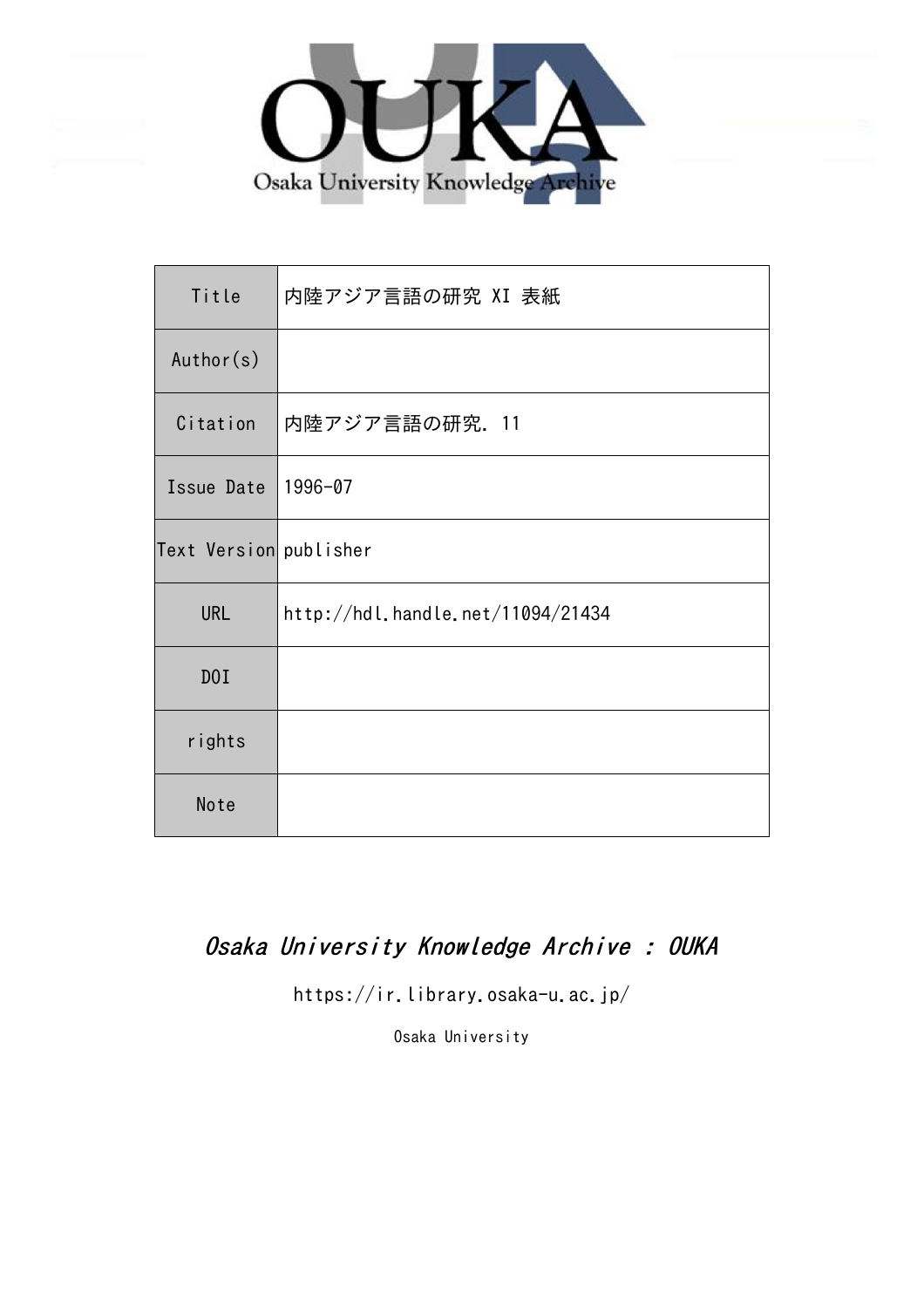OUKA

Osaka University Knowledge Archive

| Title | 内陸アジア言語の研究 XI 表紙 |
| --- | --- |
| Author(s) | |
| Citation | 内陸アジア言語の研究. 11 |
| Issue Date | 1996-07 |
| Text Version | publisher |
| URL | http://hdl.handle.net/11094/21434 |
| DOI | |
| rights | |
| Note | |

*Osaka University Knowledge Archive : OUKA*

https://ir.library.osaka-u.ac.jp/

Osaka University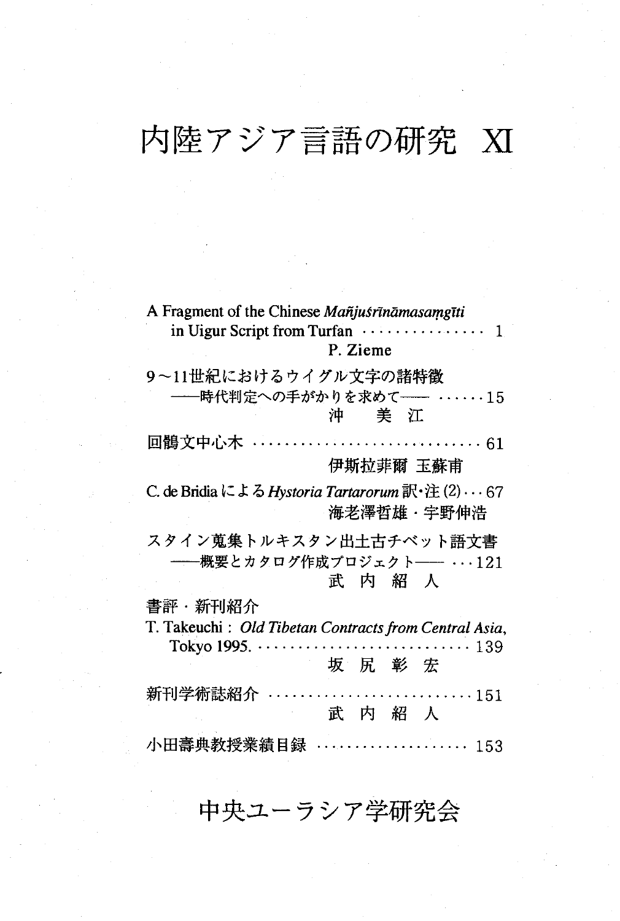# 内陸アジア言語の研究 XI

A Fragment of the Chinese *Mañjuśrīnāmasaṃgīti* in Uigur Script from Turfan ··············· 1
P. Zieme

9～11世紀におけるウイグル文字の諸特徴
——時代判定への手がかりを求めて—— ······15
沖　美 江

回鶻文中心木 ··························· 61
伊斯拉菲爾 玉蘇甫

C. de Bridia による *Hystoria Tartarorum* 訳・注 (2) ··· 67
海老澤哲雄・宇野伸浩

スタイン蒐集トルキスタン出土古チベット語文書
——概要とカタログ作成プロジェクト—— ···121
武 内 紹 人

書評・新刊紹介

T. Takeuchi : *Old Tibetan Contracts from Central Asia*, Tokyo 1995. ··························· 139
坂 尻 彰 宏

新刊学術誌紹介 ·························151
武 内 紹 人

小田壽典教授業績目録 ···················· 153

中央ユーラシア学研究会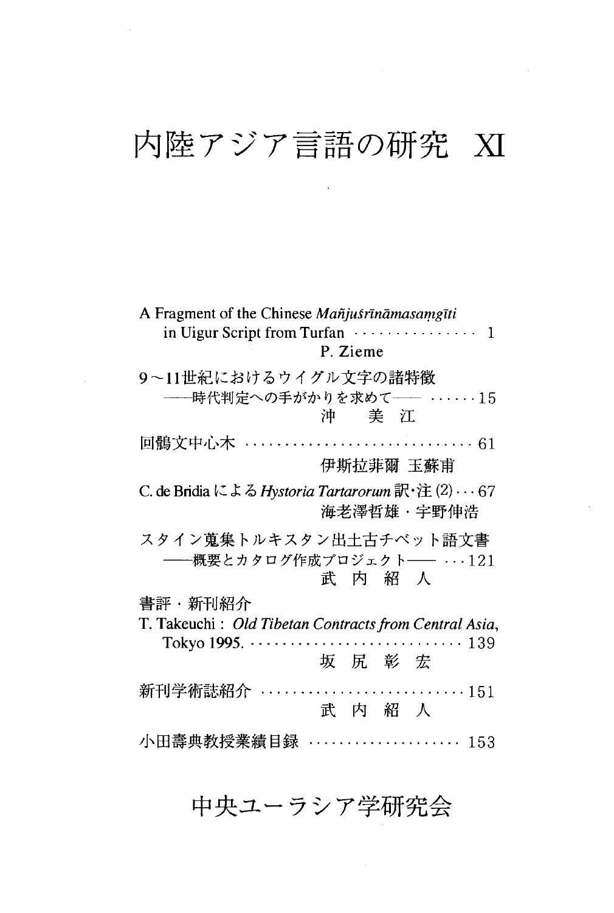# 内陸アジア言語の研究 XI

A Fragment of the Chinese *Mañjuśrīnāmasaṃgīti* in Uigur Script from Turfan ……………… 1
P. Zieme

9～11世紀におけるウイグル文字の諸特徴
——時代判定への手がかりを求めて—— ……15
沖 美 江

回鶻文中心木 …………………………… 61
伊斯拉非爾 玉蘇甫

C. de Bridiaによる *Hystoria Tartarorum* 訳・注 (2) … 67
海老澤哲雄・宇野伸浩

スタイン蒐集トルキスタン出土古チベット語文書
——概要とカタログ作成プロジェクト—— …121
武 内 紹 人

書評・新刊紹介

T. Takeuchi: *Old Tibetan Contracts from Central Asia*, Tokyo 1995. ………………………… 139
坂 尻 彰 宏

新刊学術誌紹介 ………………………… 151
武 内 紹 人

小田壽典教授業績目録 ………………… 153

中央ユーラシア学研究会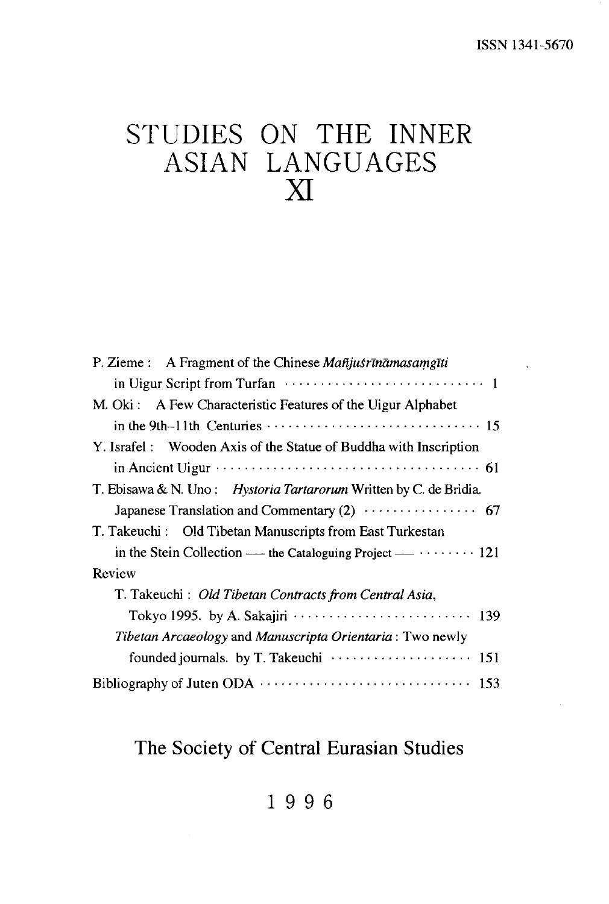ISSN 1341-5670

# STUDIES ON THE INNER ASIAN LANGUAGES XI

P. Zieme : A Fragment of the Chinese *Mañjuśrīnāmasaṃgīti* in Uigur Script from Turfan ............................ 1

M. Oki : A Few Characteristic Features of the Uigur Alphabet in the 9th–11th Centuries ............................ 15

Y. Israfel : Wooden Axis of the Statue of Buddha with Inscription in Ancient Uigur ............................ 61

T. Ebisawa & N. Uno : *Hystoria Tartarorum* Written by C. de Bridia. Japanese Translation and Commentary (2) ............................ 67

T. Takeuchi : Old Tibetan Manuscripts from East Turkestan in the Stein Collection — the Cataloguing Project — ............................ 121

Review

T. Takeuchi : *Old Tibetan Contracts from Central Asia*, Tokyo 1995. by A. Sakajiri ............................ 139

*Tibetan Arcaeology* and *Manuscripta Orientaria* : Two newly founded journals. by T. Takeuchi ............................ 151

Bibliography of Juten ODA ............................ 153

The Society of Central Eurasian Studies

1996